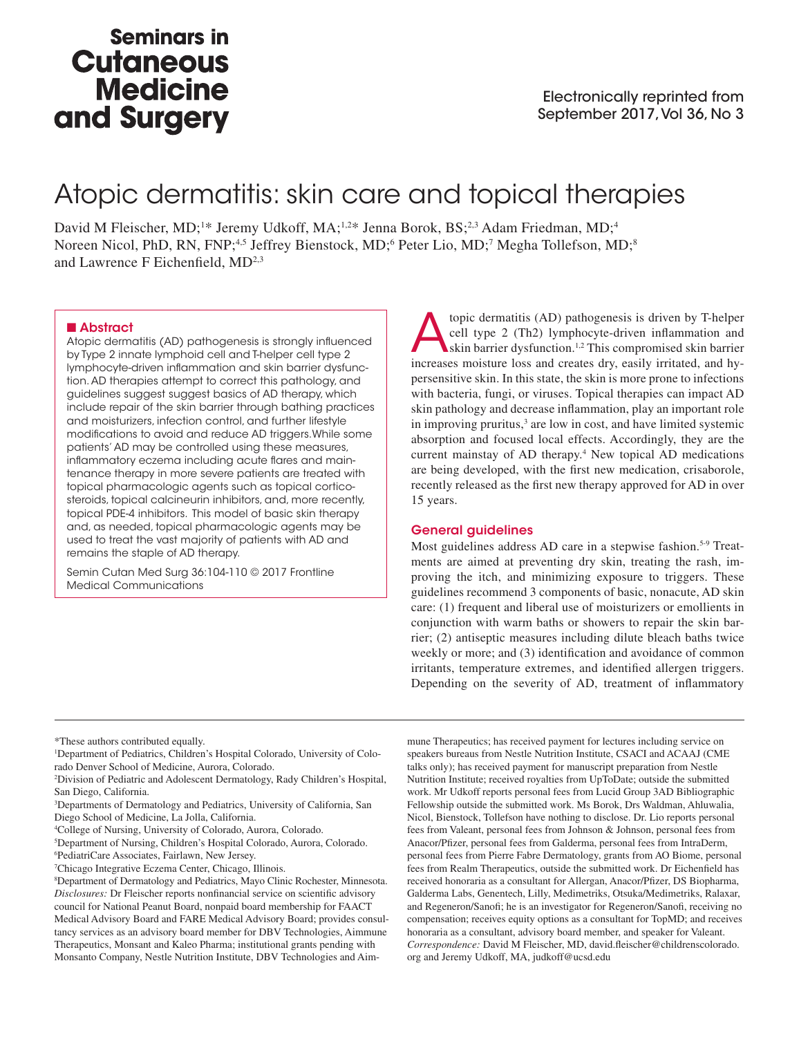Seminars in Cutaneous Medicine and Surgery

Electronically reprinted from September 2017, Vol 36, No 3

# Atopic dermatitis: skin care and topical therapies

David M Fleischer, MD;[1*] Jeremy Udkoff, MA;[1,2*] Jenna Borok, BS;[2,3] Adam Friedman, MD;[4] Noreen Nicol, PhD, RN, FNP;[4,5] Jeffrey Bienstock, MD;[6] Peter Lio, MD;[7] Megha Tollefson, MD;[8] and Lawrence F Eichenfield, MD[2,3]

## Abstract

Atopic dermatitis (AD) pathogenesis is strongly influenced by Type 2 innate lymphoid cell and T-helper cell type 2 lymphocyte-driven inflammation and skin barrier dysfunction. AD therapies attempt to correct this pathology, and guidelines suggest suggest basics of AD therapy, which include repair of the skin barrier through bathing practices and moisturizers, infection control, and further lifestyle modifications to avoid and reduce AD triggers. While some patients' AD may be controlled using these measures, inflammatory eczema including acute flares and maintenance therapy in more severe patients are treated with topical pharmacologic agents such as topical corticosteroids, topical calcineurin inhibitors, and, more recently, topical PDE-4 inhibitors. This model of basic skin therapy and, as needed, topical pharmacologic agents may be used to treat the vast majority of patients with AD and remains the staple of AD therapy.

Semin Cutan Med Surg 36:104-110 © 2017 Frontline Medical Communications

Atopic dermatitis (AD) pathogenesis is driven by T-helper cell type 2 (Th2) lymphocyte-driven inflammation and skin barrier dysfunction.[1,2] This compromised skin barrier increases moisture loss and creates dry, easily irritated, and hypersensitive skin. In this state, the skin is more prone to infections with bacteria, fungi, or viruses. Topical therapies can impact AD skin pathology and decrease inflammation, play an important role in improving pruritus,[3] are low in cost, and have limited systemic absorption and focused local effects. Accordingly, they are the current mainstay of AD therapy.[4] New topical AD medications are being developed, with the first new medication, crisaborole, recently released as the first new therapy approved for AD in over 15 years.

## General guidelines

Most guidelines address AD care in a stepwise fashion.[5-9] Treatments are aimed at preventing dry skin, treating the rash, improving the itch, and minimizing exposure to triggers. These guidelines recommend 3 components of basic, nonacute, AD skin care: (1) frequent and liberal use of moisturizers or emollients in conjunction with warm baths or showers to repair the skin barrier; (2) antiseptic measures including dilute bleach baths twice weekly or more; and (3) identification and avoidance of common irritants, temperature extremes, and identified allergen triggers. Depending on the severity of AD, treatment of inflammatory

---

*These authors contributed equally.

[1]Department of Pediatrics, Children's Hospital Colorado, University of Colorado Denver School of Medicine, Aurora, Colorado.

[2]Division of Pediatric and Adolescent Dermatology, Rady Children's Hospital, San Diego, California.

[3]Departments of Dermatology and Pediatrics, University of California, San Diego School of Medicine, La Jolla, California.

[4]College of Nursing, University of Colorado, Aurora, Colorado.

[5]Department of Nursing, Children's Hospital Colorado, Aurora, Colorado.

[6]PediatriCare Associates, Fairlawn, New Jersey.

[7]Chicago Integrative Eczema Center, Chicago, Illinois.

[8]Department of Dermatology and Pediatrics, Mayo Clinic Rochester, Minnesota.

*Disclosures:* Dr Fleischer reports nonfinancial service on scientific advisory council for National Peanut Board, nonpaid board membership for FAACT Medical Advisory Board and FARE Medical Advisory Board; provides consultancy services as an advisory board member for DBV Technologies, Aimmune Therapeutics, Monsant and Kaleo Pharma; institutional grants pending with Monsanto Company, Nestle Nutrition Institute, DBV Technologies and Aimmune Therapeutics; has received payment for lectures including service on speakers bureaus from Nestle Nutrition Institute, CSACI and ACAAJ (CME talks only); has received payment for manuscript preparation from Nestle Nutrition Institute; received royalties from UpToDate; outside the submitted work. Mr Udkoff reports personal fees from Lucid Group 3AD Bibliographic Fellowship outside the submitted work. Ms Borok, Drs Waldman, Ahluwalia, Nicol, Bienstock, Tollefson have nothing to disclose. Dr. Lio reports personal fees from Valeant, personal fees from Johnson & Johnson, personal fees from Anacor/Pfizer, personal fees from Galderma, personal fees from IntraDerm, personal fees from Pierre Fabre Dermatology, grants from AO Biome, personal fees from Realm Therapeutics, outside the submitted work. Dr Eichenfield has received honoraria as a consultant for Allergan, Anacor/Pfizer, DS Biopharma, Galderma Labs, Genentech, Lilly, Medimetriks, Otsuka/Medimetriks, Ralaxar, and Regeneron/Sanofi; he is an investigator for Regeneron/Sanofi, receiving no compensation; receives equity options as a consultant for TopMD; and receives honoraria as a consultant, advisory board member, and speaker for Valeant.

*Correspondence:* David M Fleischer, MD, david.fleischer@childrenscolorado.org and Jeremy Udkoff, MA, judkoff@ucsd.edu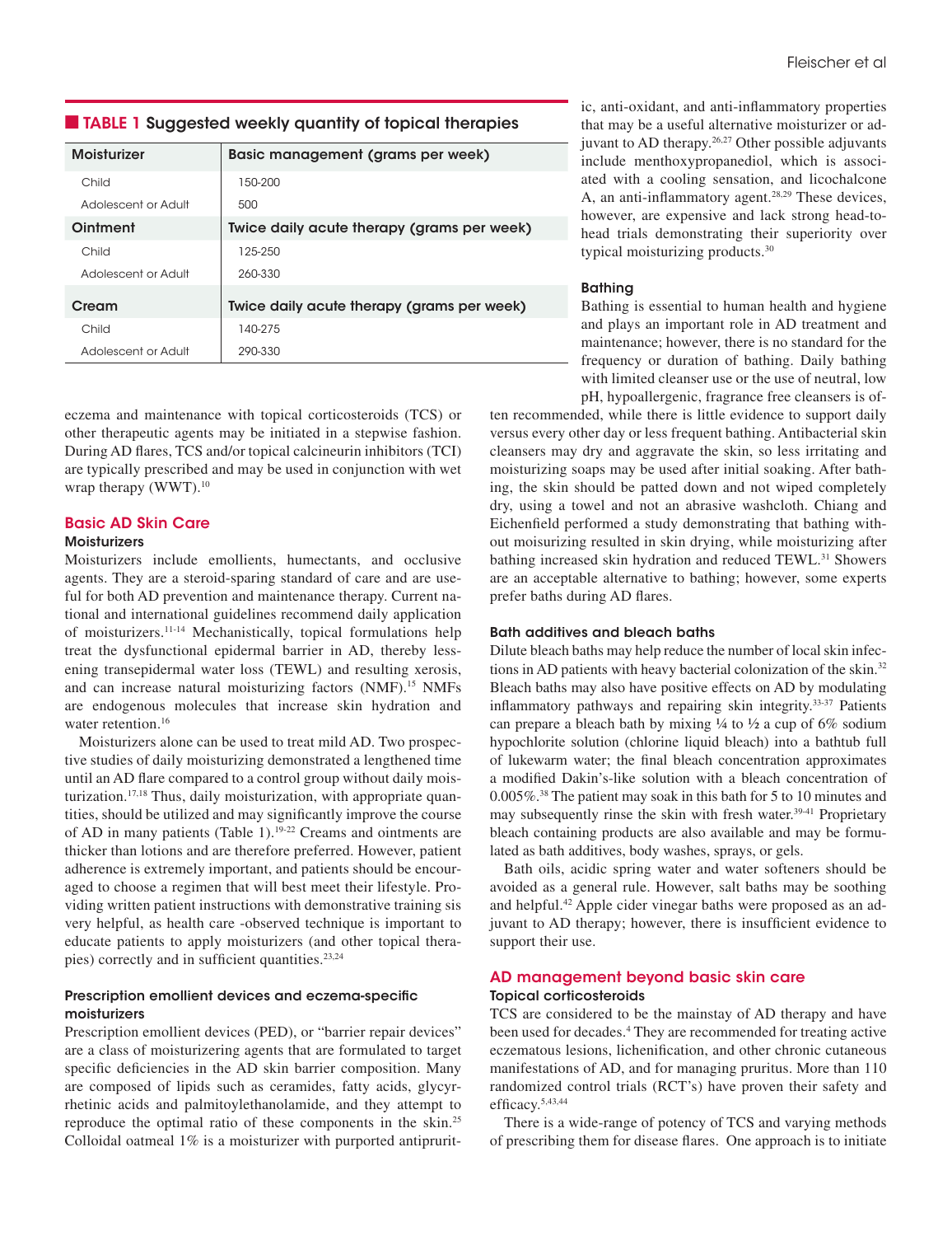**TABLE 1 Suggested weekly quantity of topical therapies**

| Moisturizer | Basic management (grams per week) |
|---|---|
| Child | 150-200 |
| Adolescent or Adult | 500 |
| **Ointment** | **Twice daily acute therapy (grams per week)** |
| Child | 125-250 |
| Adolescent or Adult | 260-330 |
| **Cream** | **Twice daily acute therapy (grams per week)** |
| Child | 140-275 |
| Adolescent or Adult | 290-330 |

eczema and maintenance with topical corticosteroids (TCS) or other therapeutic agents may be initiated in a stepwise fashion. During AD flares, TCS and/or topical calcineurin inhibitors (TCI) are typically prescribed and may be used in conjunction with wet wrap therapy (WWT).[10]

## Basic AD Skin Care

### Moisturizers

Moisturizers include emollients, humectants, and occlusive agents. They are a steroid-sparing standard of care and are useful for both AD prevention and maintenance therapy. Current national and international guidelines recommend daily application of moisturizers.[11-14] Mechanistically, topical formulations help treat the dysfunctional epidermal barrier in AD, thereby lessening transepidermal water loss (TEWL) and resulting xerosis, and can increase natural moisturizing factors (NMF).[15] NMFs are endogenous molecules that increase skin hydration and water retention.[16]

Moisturizers alone can be used to treat mild AD. Two prospective studies of daily moisturizing demonstrated a lengthened time until an AD flare compared to a control group without daily moisturization.[17,18] Thus, daily moisturization, with appropriate quantities, should be utilized and may significantly improve the course of AD in many patients (Table 1).[19-22] Creams and ointments are thicker than lotions and are therefore preferred. However, patient adherence is extremely important, and patients should be encouraged to choose a regimen that will best meet their lifestyle. Providing written patient instructions with demonstrative training sis very helpful, as health care -observed technique is important to educate patients to apply moisturizers (and other topical therapies) correctly and in sufficient quantities.[23,24]

### Prescription emollient devices and eczema-specific moisturizers

Prescription emollient devices (PED), or "barrier repair devices" are a class of moisturizering agents that are formulated to target specific deficiencies in the AD skin barrier composition. Many are composed of lipids such as ceramides, fatty acids, glycyrrhetinic acids and palmitoylethanolamide, and they attempt to reproduce the optimal ratio of these components in the skin.[25] Colloidal oatmeal 1% is a moisturizer with purported antipruritic, anti-oxidant, and anti-inflammatory properties that may be a useful alternative moisturizer or adjuvant to AD therapy.[26,27] Other possible adjuvants include menthoxypropanediol, which is associated with a cooling sensation, and licochalcone A, an anti-inflammatory agent.[28,29] These devices, however, are expensive and lack strong head-to-head trials demonstrating their superiority over typical moisturizing products.[30]

### Bathing

Bathing is essential to human health and hygiene and plays an important role in AD treatment and maintenance; however, there is no standard for the frequency or duration of bathing. Daily bathing with limited cleanser use or the use of neutral, low pH, hypoallergenic, fragrance free cleansers is often recommended, while there is little evidence to support daily versus every other day or less frequent bathing. Antibacterial skin cleansers may dry and aggravate the skin, so less irritating and moisturizing soaps may be used after initial soaking. After bathing, the skin should be patted down and not wiped completely dry, using a towel and not an abrasive washcloth. Chiang and Eichenfield performed a study demonstrating that bathing without moisurizing resulted in skin drying, while moisturizing after bathing increased skin hydration and reduced TEWL.[31] Showers are an acceptable alternative to bathing; however, some experts prefer baths during AD flares.

### Bath additives and bleach baths

Dilute bleach baths may help reduce the number of local skin infections in AD patients with heavy bacterial colonization of the skin.[32] Bleach baths may also have positive effects on AD by modulating inflammatory pathways and repairing skin integrity.[33-37] Patients can prepare a bleach bath by mixing ¼ to ½ a cup of 6% sodium hypochlorite solution (chlorine liquid bleach) into a bathtub full of lukewarm water; the final bleach concentration approximates a modified Dakin's-like solution with a bleach concentration of 0.005%.[38] The patient may soak in this bath for 5 to 10 minutes and may subsequently rinse the skin with fresh water.[39-41] Proprietary bleach containing products are also available and may be formulated as bath additives, body washes, sprays, or gels.

Bath oils, acidic spring water and water softeners should be avoided as a general rule. However, salt baths may be soothing and helpful.[42] Apple cider vinegar baths were proposed as an adjuvant to AD therapy; however, there is insufficient evidence to support their use.

## AD management beyond basic skin care

### Topical corticosteroids

TCS are considered to be the mainstay of AD therapy and have been used for decades.[4] They are recommended for treating active eczematous lesions, lichenification, and other chronic cutaneous manifestations of AD, and for managing pruritus. More than 110 randomized control trials (RCT's) have proven their safety and efficacy.[5,43,44]

There is a wide-range of potency of TCS and varying methods of prescribing them for disease flares. One approach is to initiate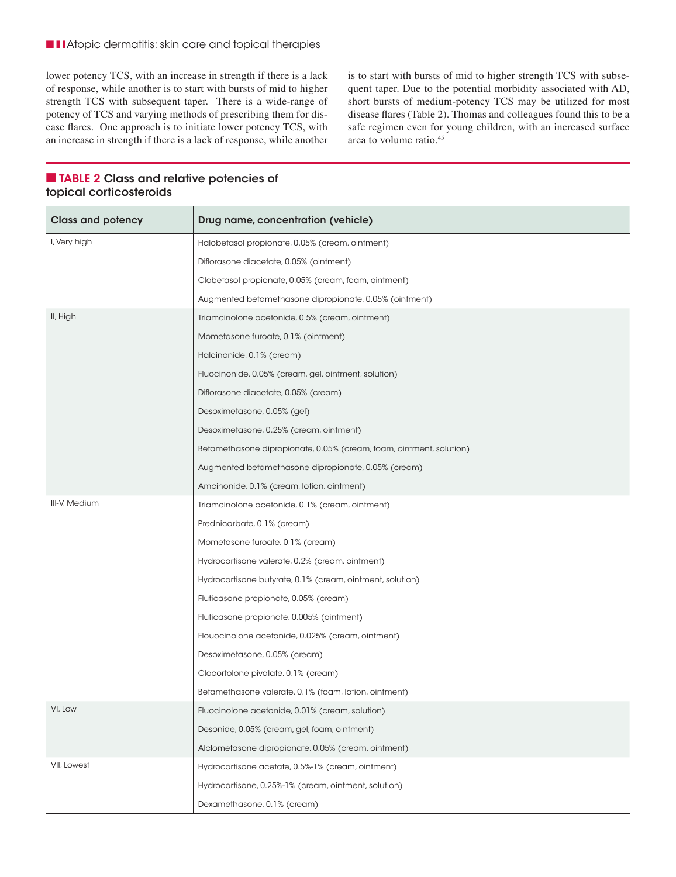lower potency TCS, with an increase in strength if there is a lack of response, while another is to start with bursts of mid to higher strength TCS with subsequent taper. There is a wide-range of potency of TCS and varying methods of prescribing them for disease flares. One approach is to initiate lower potency TCS, with an increase in strength if there is a lack of response, while another is to start with bursts of mid to higher strength TCS with subsequent taper. Due to the potential morbidity associated with AD, short bursts of medium-potency TCS may be utilized for most disease flares (Table 2). Thomas and colleagues found this to be a safe regimen even for young children, with an increased surface area to volume ratio.[45]

**TABLE 2 Class and relative potencies of topical corticosteroids**

| Class and potency | Drug name, concentration (vehicle) |
|---|---|
| I, Very high | Halobetasol propionate, 0.05% (cream, ointment) |
| | Diflorasone diacetate, 0.05% (ointment) |
| | Clobetasol propionate, 0.05% (cream, foam, ointment) |
| | Augmented betamethasone dipropionate, 0.05% (ointment) |
| II, High | Triamcinolone acetonide, 0.5% (cream, ointment) |
| | Mometasone furoate, 0.1% (ointment) |
| | Halcinonide, 0.1% (cream) |
| | Fluocinonide, 0.05% (cream, gel, ointment, solution) |
| | Diflorasone diacetate, 0.05% (cream) |
| | Desoximetasone, 0.05% (gel) |
| | Desoximetasone, 0.25% (cream, ointment) |
| | Betamethasone dipropionate, 0.05% (cream, foam, ointment, solution) |
| | Augmented betamethasone dipropionate, 0.05% (cream) |
| | Amcinonide, 0.1% (cream, lotion, ointment) |
| III-V, Medium | Triamcinolone acetonide, 0.1% (cream, ointment) |
| | Prednicarbate, 0.1% (cream) |
| | Mometasone furoate, 0.1% (cream) |
| | Hydrocortisone valerate, 0.2% (cream, ointment) |
| | Hydrocortisone butyrate, 0.1% (cream, ointment, solution) |
| | Fluticasone propionate, 0.05% (cream) |
| | Fluticasone propionate, 0.005% (ointment) |
| | Flouocinolone acetonide, 0.025% (cream, ointment) |
| | Desoximetasone, 0.05% (cream) |
| | Clocortolone pivalate, 0.1% (cream) |
| | Betamethasone valerate, 0.1% (foam, lotion, ointment) |
| VI, Low | Fluocinolone acetonide, 0.01% (cream, solution) |
| | Desonide, 0.05% (cream, gel, foam, ointment) |
| | Alclometasone dipropionate, 0.05% (cream, ointment) |
| VII, Lowest | Hydrocortisone acetate, 0.5%-1% (cream, ointment) |
| | Hydrocortisone, 0.25%-1% (cream, ointment, solution) |
| | Dexamethasone, 0.1% (cream) |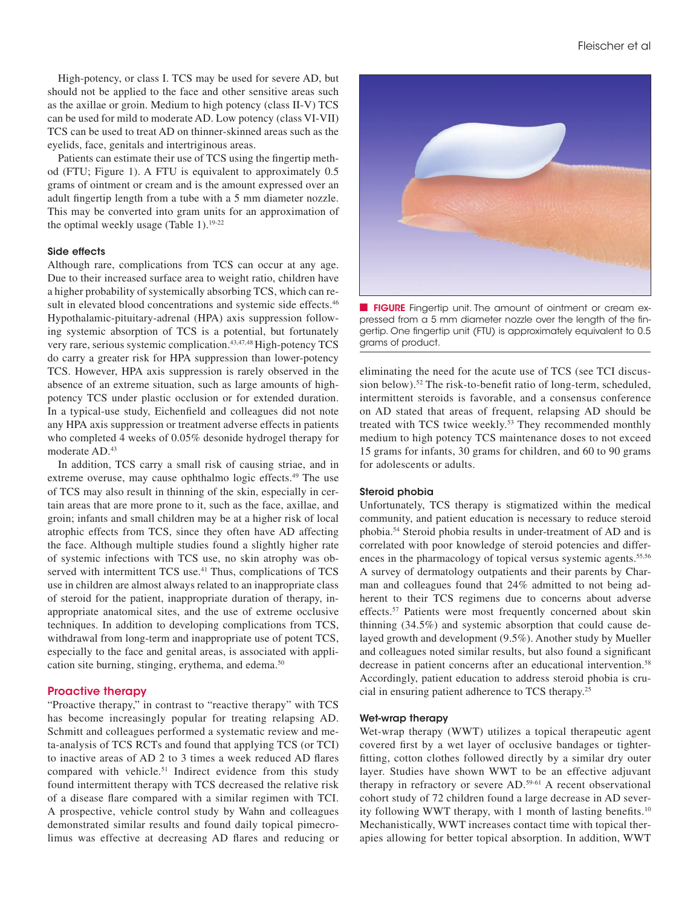High-potency, or class I. TCS may be used for severe AD, but should not be applied to the face and other sensitive areas such as the axillae or groin. Medium to high potency (class II-V) TCS can be used for mild to moderate AD. Low potency (class VI-VII) TCS can be used to treat AD on thinner-skinned areas such as the eyelids, face, genitals and intertriginous areas.

Patients can estimate their use of TCS using the fingertip method (FTU; Figure 1). A FTU is equivalent to approximately 0.5 grams of ointment or cream and is the amount expressed over an adult fingertip length from a tube with a 5 mm diameter nozzle. This may be converted into gram units for an approximation of the optimal weekly usage (Table 1).[19-22]

### Side effects

Although rare, complications from TCS can occur at any age. Due to their increased surface area to weight ratio, children have a higher probability of systemically absorbing TCS, which can result in elevated blood concentrations and systemic side effects.[46] Hypothalamic-pituitary-adrenal (HPA) axis suppression following systemic absorption of TCS is a potential, but fortunately very rare, serious systemic complication.[43,47,48] High-potency TCS do carry a greater risk for HPA suppression than lower-potency TCS. However, HPA axis suppression is rarely observed in the absence of an extreme situation, such as large amounts of high-potency TCS under plastic occlusion or for extended duration. In a typical-use study, Eichenfield and colleagues did not note any HPA axis suppression or treatment adverse effects in patients who completed 4 weeks of 0.05% desonide hydrogel therapy for moderate AD.[43]

In addition, TCS carry a small risk of causing striae, and in extreme overuse, may cause ophthalmo logic effects.[49] The use of TCS may also result in thinning of the skin, especially in certain areas that are more prone to it, such as the face, axillae, and groin; infants and small children may be at a higher risk of local atrophic effects from TCS, since they often have AD affecting the face. Although multiple studies found a slightly higher rate of systemic infections with TCS use, no skin atrophy was observed with intermittent TCS use.[41] Thus, complications of TCS use in children are almost always related to an inappropriate class of steroid for the patient, inappropriate duration of therapy, inappropriate anatomical sites, and the use of extreme occlusive techniques. In addition to developing complications from TCS, withdrawal from long-term and inappropriate use of potent TCS, especially to the face and genital areas, is associated with application site burning, stinging, erythema, and edema.[50]

## Proactive therapy

"Proactive therapy," in contrast to "reactive therapy" with TCS has become increasingly popular for treating relapsing AD. Schmitt and colleagues performed a systematic review and meta-analysis of TCS RCTs and found that applying TCS (or TCI) to inactive areas of AD 2 to 3 times a week reduced AD flares compared with vehicle.[51] Indirect evidence from this study found intermittent therapy with TCS decreased the relative risk of a disease flare compared with a similar regimen with TCI. A prospective, vehicle control study by Wahn and colleagues demonstrated similar results and found daily topical pimecrolimus was effective at decreasing AD flares and reducing or eliminating the need for the acute use of TCS (see TCI discussion below).[52] The risk-to-benefit ratio of long-term, scheduled, intermittent steroids is favorable, and a consensus conference on AD stated that areas of frequent, relapsing AD should be treated with TCS twice weekly.[53] They recommended monthly medium to high potency TCS maintenance doses to not exceed 15 grams for infants, 30 grams for children, and 60 to 90 grams for adolescents or adults.

**FIGURE** Fingertip unit. The amount of ointment or cream expressed from a 5 mm diameter nozzle over the length of the fingertip. One fingertip unit (FTU) is approximately equivalent to 0.5 grams of product.

### Steroid phobia

Unfortunately, TCS therapy is stigmatized within the medical community, and patient education is necessary to reduce steroid phobia.[54] Steroid phobia results in under-treatment of AD and is correlated with poor knowledge of steroid potencies and differences in the pharmacology of topical versus systemic agents.[55,56] A survey of dermatology outpatients and their parents by Charman and colleagues found that 24% admitted to not being adherent to their TCS regimens due to concerns about adverse effects.[57] Patients were most frequently concerned about skin thinning (34.5%) and systemic absorption that could cause delayed growth and development (9.5%). Another study by Mueller and colleagues noted similar results, but also found a significant decrease in patient concerns after an educational intervention.[58] Accordingly, patient education to address steroid phobia is crucial in ensuring patient adherence to TCS therapy.[25]

### Wet-wrap therapy

Wet-wrap therapy (WWT) utilizes a topical therapeutic agent covered first by a wet layer of occlusive bandages or tighter-fitting, cotton clothes followed directly by a similar dry outer layer. Studies have shown WWT to be an effective adjuvant therapy in refractory or severe AD.[59-61] A recent observational cohort study of 72 children found a large decrease in AD severity following WWT therapy, with 1 month of lasting benefits.[10] Mechanistically, WWT increases contact time with topical therapies allowing for better topical absorption. In addition, WWT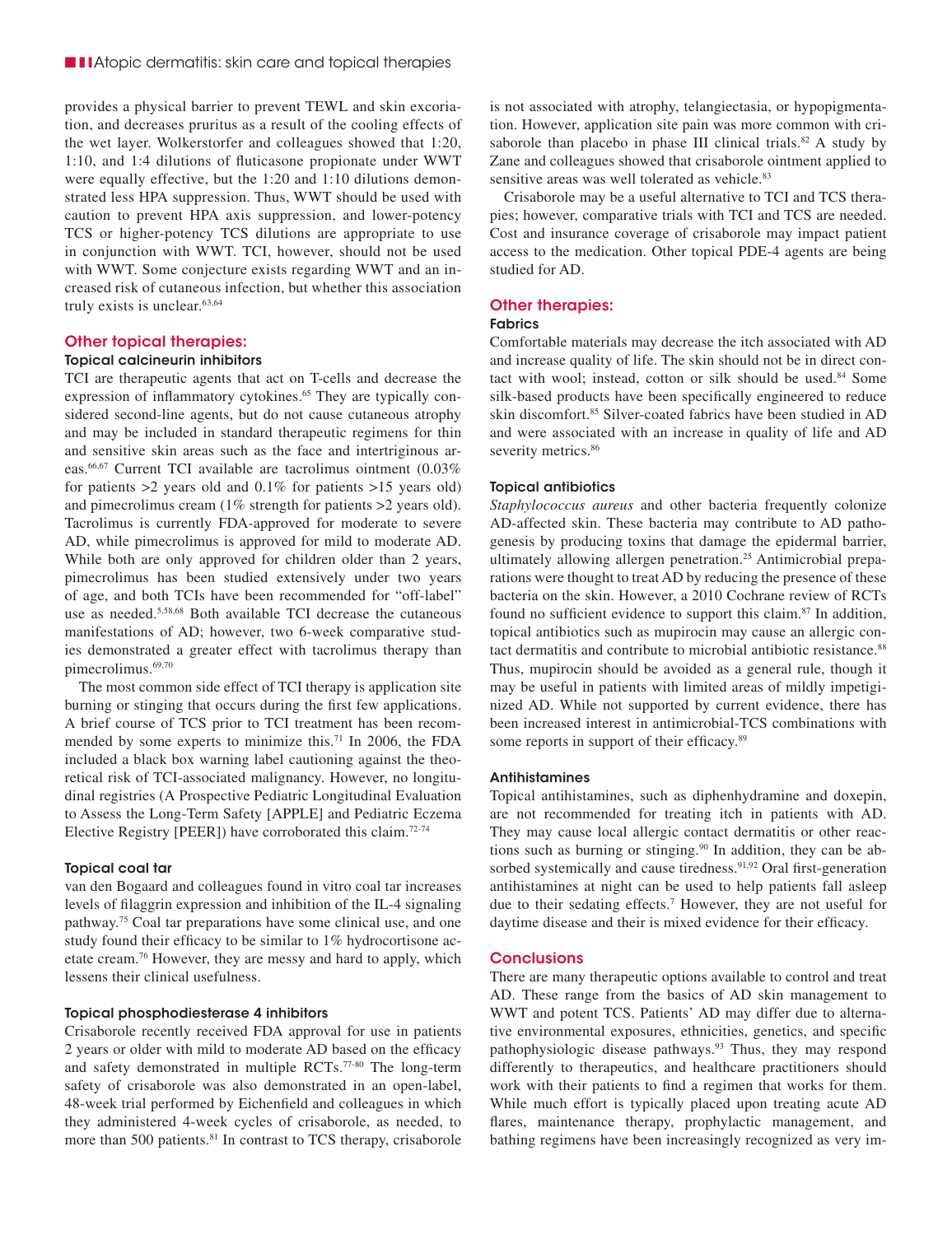provides a physical barrier to prevent TEWL and skin excoriation, and decreases pruritus as a result of the cooling effects of the wet layer. Wolkerstorfer and colleagues showed that 1:20, 1:10, and 1:4 dilutions of fluticasone propionate under WWT were equally effective, but the 1:20 and 1:10 dilutions demonstrated less HPA suppression. Thus, WWT should be used with caution to prevent HPA axis suppression, and lower-potency TCS or higher-potency TCS dilutions are appropriate to use in conjunction with WWT. TCI, however, should not be used with WWT. Some conjecture exists regarding WWT and an increased risk of cutaneous infection, but whether this association truly exists is unclear.[63,64]

## Other topical therapies:

### Topical calcineurin inhibitors

TCI are therapeutic agents that act on T-cells and decrease the expression of inflammatory cytokines.[65] They are typically considered second-line agents, but do not cause cutaneous atrophy and may be included in standard therapeutic regimens for thin and sensitive skin areas such as the face and intertriginous areas.[66,67] Current TCI available are tacrolimus ointment (0.03% for patients >2 years old and 0.1% for patients >15 years old) and pimecrolimus cream (1% strength for patients >2 years old). Tacrolimus is currently FDA-approved for moderate to severe AD, while pimecrolimus is approved for mild to moderate AD. While both are only approved for children older than 2 years, pimecrolimus has been studied extensively under two years of age, and both TCIs have been recommended for "off-label" use as needed.[5,58,68] Both available TCI decrease the cutaneous manifestations of AD; however, two 6-week comparative studies demonstrated a greater effect with tacrolimus therapy than pimecrolimus.[69,70]

The most common side effect of TCI therapy is application site burning or stinging that occurs during the first few applications. A brief course of TCS prior to TCI treatment has been recommended by some experts to minimize this.[71] In 2006, the FDA included a black box warning label cautioning against the theoretical risk of TCI-associated malignancy. However, no longitudinal registries (A Prospective Pediatric Longitudinal Evaluation to Assess the Long-Term Safety [APPLE] and Pediatric Eczema Elective Registry [PEER]) have corroborated this claim.[72-74]

### Topical coal tar

van den Bogaard and colleagues found in vitro coal tar increases levels of filaggrin expression and inhibition of the IL-4 signaling pathway.[75] Coal tar preparations have some clinical use, and one study found their efficacy to be similar to 1% hydrocortisone acetate cream.[76] However, they are messy and hard to apply, which lessens their clinical usefulness.

### Topical phosphodiesterase 4 inhibitors

Crisaborole recently received FDA approval for use in patients 2 years or older with mild to moderate AD based on the efficacy and safety demonstrated in multiple RCTs.[77-80] The long-term safety of crisaborole was also demonstrated in an open-label, 48-week trial performed by Eichenfield and colleagues in which they administered 4-week cycles of crisaborole, as needed, to more than 500 patients.[81] In contrast to TCS therapy, crisaborole is not associated with atrophy, telangiectasia, or hypopigmentation. However, application site pain was more common with crisaborole than placebo in phase III clinical trials.[82] A study by Zane and colleagues showed that crisaborole ointment applied to sensitive areas was well tolerated as vehicle.[83]

Crisaborole may be a useful alternative to TCI and TCS therapies; however, comparative trials with TCI and TCS are needed. Cost and insurance coverage of crisaborole may impact patient access to the medication. Other topical PDE-4 agents are being studied for AD.

## Other therapies:

### Fabrics

Comfortable materials may decrease the itch associated with AD and increase quality of life. The skin should not be in direct contact with wool; instead, cotton or silk should be used.[84] Some silk-based products have been specifically engineered to reduce skin discomfort.[85] Silver-coated fabrics have been studied in AD and were associated with an increase in quality of life and AD severity metrics.[86]

### Topical antibiotics

*Staphylococcus aureus* and other bacteria frequently colonize AD-affected skin. These bacteria may contribute to AD pathogenesis by producing toxins that damage the epidermal barrier, ultimately allowing allergen penetration.[25] Antimicrobial preparations were thought to treat AD by reducing the presence of these bacteria on the skin. However, a 2010 Cochrane review of RCTs found no sufficient evidence to support this claim.[87] In addition, topical antibiotics such as mupirocin may cause an allergic contact dermatitis and contribute to microbial antibiotic resistance.[88] Thus, mupirocin should be avoided as a general rule, though it may be useful in patients with limited areas of mildly impetiginized AD. While not supported by current evidence, there has been increased interest in antimicrobial-TCS combinations with some reports in support of their efficacy.[89]

### Antihistamines

Topical antihistamines, such as diphenhydramine and doxepin, are not recommended for treating itch in patients with AD. They may cause local allergic contact dermatitis or other reactions such as burning or stinging.[90] In addition, they can be absorbed systemically and cause tiredness.[91,92] Oral first-generation antihistamines at night can be used to help patients fall asleep due to their sedating effects.[7] However, they are not useful for daytime disease and their is mixed evidence for their efficacy.

## Conclusions

There are many therapeutic options available to control and treat AD. These range from the basics of AD skin management to WWT and potent TCS. Patients' AD may differ due to alternative environmental exposures, ethnicities, genetics, and specific pathophysiologic disease pathways.[93] Thus, they may respond differently to therapeutics, and healthcare practitioners should work with their patients to find a regimen that works for them. While much effort is typically placed upon treating acute AD flares, maintenance therapy, prophylactic management, and bathing regimens have been increasingly recognized as very im-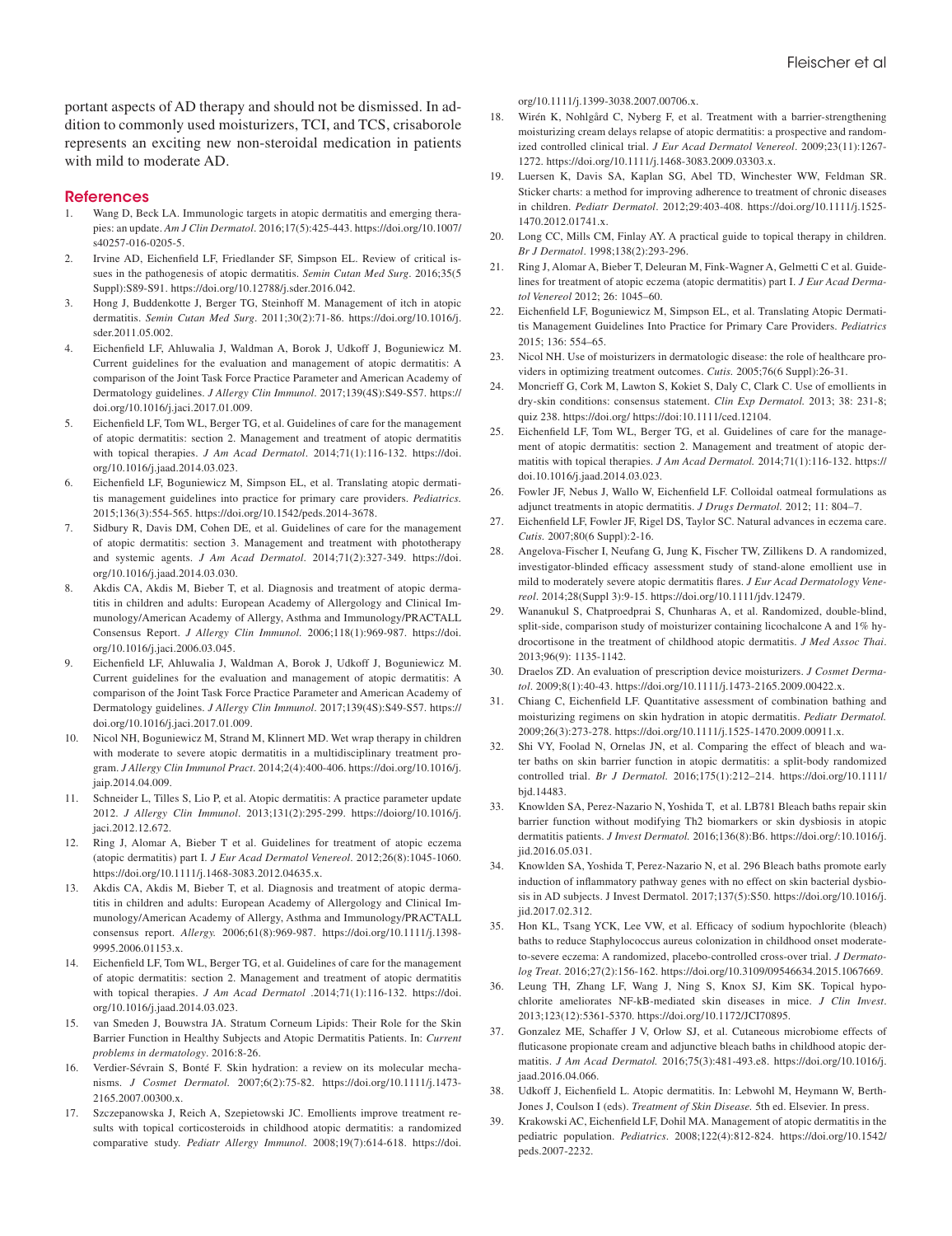portant aspects of AD therapy and should not be dismissed. In addition to commonly used moisturizers, TCI, and TCS, crisaborole represents an exciting new non-steroidal medication in patients with mild to moderate AD.

## References

1. Wang D, Beck LA. Immunologic targets in atopic dermatitis and emerging therapies: an update. *Am J Clin Dermatol*. 2016;17(5):425-443. https://doi.org/10.1007/s40257-016-0205-5.
2. Irvine AD, Eichenfield LF, Friedlander SF, Simpson EL. Review of critical issues in the pathogenesis of atopic dermatitis. *Semin Cutan Med Surg*. 2016;35(5 Suppl):S89-S91. https://doi.org/10.12788/j.sder.2016.042.
3. Hong J, Buddenkotte J, Berger TG, Steinhoff M. Management of itch in atopic dermatitis. *Semin Cutan Med Surg*. 2011;30(2):71-86. https://doi.org/10.1016/j.sder.2011.05.002.
4. Eichenfield LF, Ahluwalia J, Waldman A, Borok J, Udkoff J, Boguniewicz M. Current guidelines for the evaluation and management of atopic dermatitis: A comparison of the Joint Task Force Practice Parameter and American Academy of Dermatology guidelines. *J Allergy Clin Immunol*. 2017;139(4S):S49-S57. https://doi.org/10.1016/j.jaci.2017.01.009.
5. Eichenfield LF, Tom WL, Berger TG, et al. Guidelines of care for the management of atopic dermatitis: section 2. Management and treatment of atopic dermatitis with topical therapies. *J Am Acad Dermatol*. 2014;71(1):116-132. https://doi.org/10.1016/j.jaad.2014.03.023.
6. Eichenfield LF, Boguniewicz M, Simpson EL, et al. Translating atopic dermatitis management guidelines into practice for primary care providers. *Pediatrics*. 2015;136(3):554-565. https://doi.org/10.1542/peds.2014-3678.
7. Sidbury R, Davis DM, Cohen DE, et al. Guidelines of care for the management of atopic dermatitis: section 3. Management and treatment with phototherapy and systemic agents. *J Am Acad Dermatol*. 2014;71(2):327-349. https://doi.org/10.1016/j.jaad.2014.03.030.
8. Akdis CA, Akdis M, Bieber T, et al. Diagnosis and treatment of atopic dermatitis in children and adults: European Academy of Allergology and Clinical Immunology/American Academy of Allergy, Asthma and Immunology/PRACTALL Consensus Report. *J Allergy Clin Immunol*. 2006;118(1):969-987. https://doi.org/10.1016/j.jaci.2006.03.045.
9. Eichenfield LF, Ahluwalia J, Waldman A, Borok J, Udkoff J, Boguniewicz M. Current guidelines for the evaluation and management of atopic dermatitis: A comparison of the Joint Task Force Practice Parameter and American Academy of Dermatology guidelines. *J Allergy Clin Immunol*. 2017;139(4S):S49-S57. https://doi.org/10.1016/j.jaci.2017.01.009.
10. Nicol NH, Boguniewicz M, Strand M, Klinnert MD. Wet wrap therapy in children with moderate to severe atopic dermatitis in a multidisciplinary treatment program. *J Allergy Clin Immunol Pract*. 2014;2(4):400-406. https://doi.org/10.1016/j.jaip.2014.04.009.
11. Schneider L, Tilles S, Lio P, et al. Atopic dermatitis: A practice parameter update 2012. *J Allergy Clin Immunol*. 2013;131(2):295-299. https://doiorg/10.1016/j.jaci.2012.12.672.
12. Ring J, Alomar A, Bieber T et al. Guidelines for treatment of atopic eczema (atopic dermatitis) part I. *J Eur Acad Dermatol Venereol*. 2012;26(8):1045-1060. https://doi.org/10.1111/j.1468-3083.2012.04635.x.
13. Akdis CA, Akdis M, Bieber T, et al. Diagnosis and treatment of atopic dermatitis in children and adults: European Academy of Allergology and Clinical Immunology/American Academy of Allergy, Asthma and Immunology/PRACTALL consensus report. *Allergy*. 2006;61(8):969-987. https://doi.org/10.1111/j.1398-9995.2006.01153.x.
14. Eichenfield LF, Tom WL, Berger TG, et al. Guidelines of care for the management of atopic dermatitis: section 2. Management and treatment of atopic dermatitis with topical therapies. *J Am Acad Dermatol* .2014;71(1):116-132. https://doi.org/10.1016/j.jaad.2014.03.023.
15. van Smeden J, Bouwstra JA. Stratum Corneum Lipids: Their Role for the Skin Barrier Function in Healthy Subjects and Atopic Dermatitis Patients. In: *Current problems in dermatology*. 2016:8-26.
16. Verdier-Sévrain S, Bonté F. Skin hydration: a review on its molecular mechanisms. *J Cosmet Dermatol*. 2007;6(2):75-82. https://doi.org/10.1111/j.1473-2165.2007.00300.x.
17. Szczepanowska J, Reich A, Szepietowski JC. Emollients improve treatment results with topical corticosteroids in childhood atopic dermatitis: a randomized comparative study. *Pediatr Allergy Immunol*. 2008;19(7):614-618. https://doi.org/10.1111/j.1399-3038.2007.00706.x.
18. Wirén K, Nohlgård C, Nyberg F, et al. Treatment with a barrier-strengthening moisturizing cream delays relapse of atopic dermatitis: a prospective and randomized controlled clinical trial. *J Eur Acad Dermatol Venereol*. 2009;23(11):1267-1272. https://doi.org/10.1111/j.1468-3083.2009.03303.x.
19. Luersen K, Davis SA, Kaplan SG, Abel TD, Winchester WW, Feldman SR. Sticker charts: a method for improving adherence to treatment of chronic diseases in children. *Pediatr Dermatol*. 2012;29:403-408. https://doi.org/10.1111/j.1525-1470.2012.01741.x.
20. Long CC, Mills CM, Finlay AY. A practical guide to topical therapy in children. *Br J Dermatol*. 1998;138(2):293-296.
21. Ring J, Alomar A, Bieber T, Deleuran M, Fink-Wagner A, Gelmetti C et al. Guidelines for treatment of atopic eczema (atopic dermatitis) part I. *J Eur Acad Dermatol Venereol* 2012; 26: 1045–60.
22. Eichenfield LF, Boguniewicz M, Simpson EL, et al. Translating Atopic Dermatitis Management Guidelines Into Practice for Primary Care Providers. *Pediatrics* 2015; 136: 554–65.
23. Nicol NH. Use of moisturizers in dermatologic disease: the role of healthcare providers in optimizing treatment outcomes. *Cutis*. 2005;76(6 Suppl):26-31.
24. Moncrieff G, Cork M, Lawton S, Kokiet S, Daly C, Clark C. Use of emollients in dry-skin conditions: consensus statement. *Clin Exp Dermatol.* 2013; 38: 231-8; quiz 238. https://doi.org/ https://doi:10.1111/ced.12104.
25. Eichenfield LF, Tom WL, Berger TG, et al. Guidelines of care for the management of atopic dermatitis: section 2. Management and treatment of atopic dermatitis with topical therapies. *J Am Acad Dermatol.* 2014;71(1):116-132. https://doi.10.1016/j.jaad.2014.03.023.
26. Fowler JF, Nebus J, Wallo W, Eichenfield LF. Colloidal oatmeal formulations as adjunct treatments in atopic dermatitis. *J Drugs Dermatol.* 2012; 11: 804–7.
27. Eichenfield LF, Fowler JF, Rigel DS, Taylor SC. Natural advances in eczema care. *Cutis.* 2007;80(6 Suppl):2-16.
28. Angelova-Fischer I, Neufang G, Jung K, Fischer TW, Zillikens D. A randomized, investigator-blinded efficacy assessment study of stand-alone emollient use in mild to moderately severe atopic dermatitis flares. *J Eur Acad Dermatology Venereol*. 2014;28(Suppl 3):9-15. https://doi.org/10.1111/jdv.12479.
29. Wananukul S, Chatproedprai S, Chunharas A, et al. Randomized, double-blind, split-side, comparison study of moisturizer containing licochalcone A and 1% hydrocortisone in the treatment of childhood atopic dermatitis. *J Med Assoc Thai*. 2013;96(9): 1135-1142.
30. Draelos ZD. An evaluation of prescription device moisturizers. *J Cosmet Dermatol*. 2009;8(1):40-43. https://doi.org/10.1111/j.1473-2165.2009.00422.x.
31. Chiang C, Eichenfield LF. Quantitative assessment of combination bathing and moisturizing regimens on skin hydration in atopic dermatitis. *Pediatr Dermatol.* 2009;26(3):273-278. https://doi.org/10.1111/j.1525-1470.2009.00911.x.
32. Shi VY, Foolad N, Ornelas JN, et al. Comparing the effect of bleach and water baths on skin barrier function in atopic dermatitis: a split-body randomized controlled trial. *Br J Dermatol.* 2016;175(1):212–214. https://doi.org/10.1111/bjd.14483.
33. Knowlden SA, Perez-Nazario N, Yoshida T, et al. LB781 Bleach baths repair skin barrier function without modifying Th2 biomarkers or skin dysbiosis in atopic dermatitis patients. *J Invest Dermatol.* 2016;136(8):B6. https://doi.org/:10.1016/j.jid.2016.05.031.
34. Knowlden SA, Yoshida T, Perez-Nazario N, et al. 296 Bleach baths promote early induction of inflammatory pathway genes with no effect on skin bacterial dysbiosis in AD subjects. J Invest Dermatol. 2017;137(5):S50. https://doi.org/10.1016/j.jid.2017.02.312.
35. Hon KL, Tsang YCK, Lee VW, et al. Efficacy of sodium hypochlorite (bleach) baths to reduce Staphylococcus aureus colonization in childhood onset moderate-to-severe eczema: A randomized, placebo-controlled cross-over trial. *J Dermatolog Treat*. 2016;27(2):156-162. https://doi.org/10.3109/09546634.2015.1067669.
36. Leung TH, Zhang LF, Wang J, Ning S, Knox SJ, Kim SK. Topical hypochlorite ameliorates NF-kB-mediated skin diseases in mice. *J Clin Invest*. 2013;123(12):5361-5370. https://doi.org/10.1172/JCI70895.
37. Gonzalez ME, Schaffer J V, Orlow SJ, et al. Cutaneous microbiome effects of fluticasone propionate cream and adjunctive bleach baths in childhood atopic dermatitis. *J Am Acad Dermatol.* 2016;75(3):481-493.e8. https://doi.org/10.1016/j.jaad.2016.04.066.
38. Udkoff J, Eichenfield L. Atopic dermatitis. In: Lebwohl M, Heymann W, Berth-Jones J, Coulson I (eds). *Treatment of Skin Disease.* 5th ed. Elsevier. In press.
39. Krakowski AC, Eichenfield LF, Dohil MA. Management of atopic dermatitis in the pediatric population. *Pediatrics*. 2008;122(4):812-824. https://doi.org/10.1542/peds.2007-2232.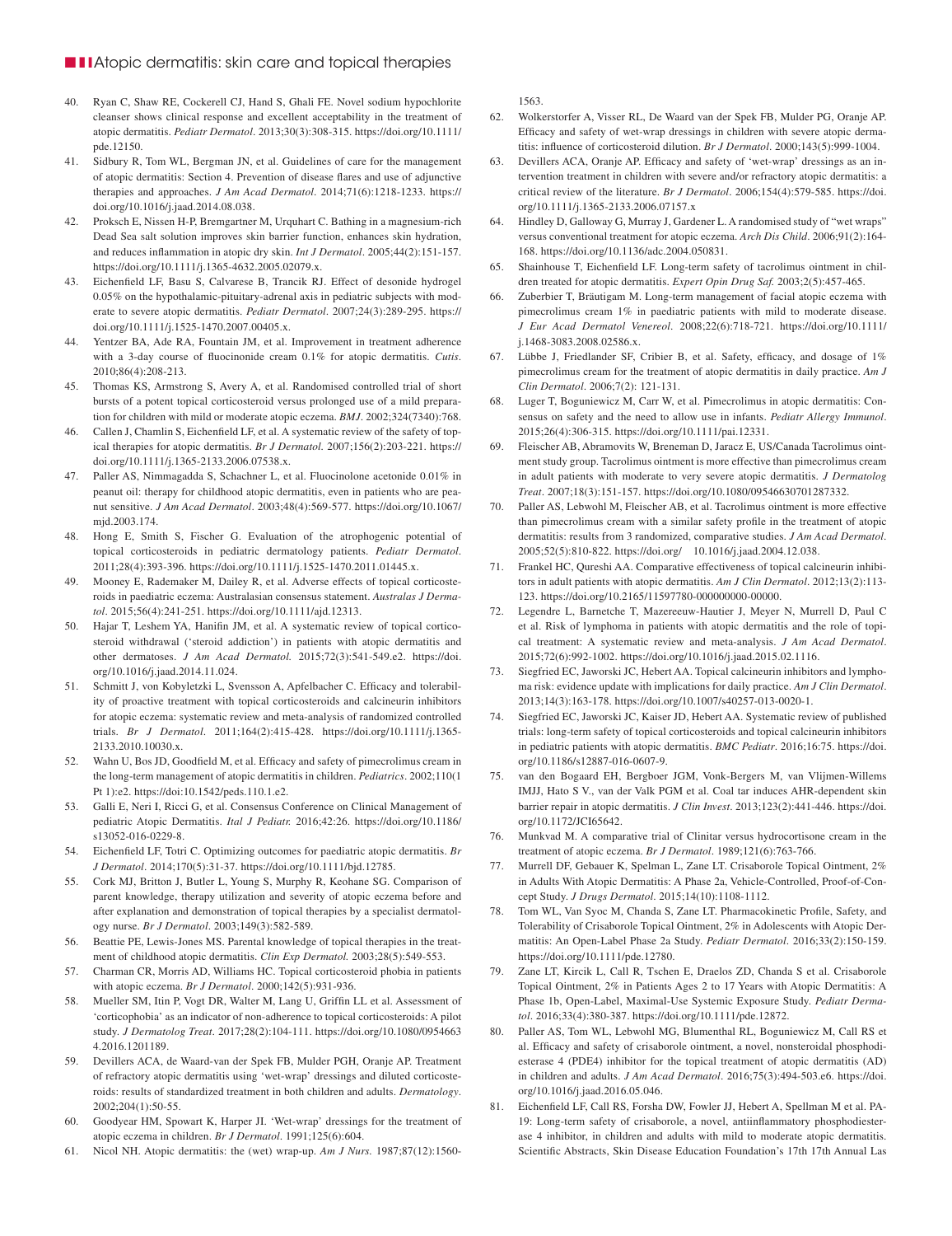40. Ryan C, Shaw RE, Cockerell CJ, Hand S, Ghali FE. Novel sodium hypochlorite cleanser shows clinical response and excellent acceptability in the treatment of atopic dermatitis. *Pediatr Dermatol*. 2013;30(3):308-315. https://doi.org/10.1111/pde.12150.
41. Sidbury R, Tom WL, Bergman JN, et al. Guidelines of care for the management of atopic dermatitis: Section 4. Prevention of disease flares and use of adjunctive therapies and approaches. *J Am Acad Dermatol*. 2014;71(6):1218-1233. https://doi.org/10.1016/j.jaad.2014.08.038.
42. Proksch E, Nissen H-P, Bremgartner M, Urquhart C. Bathing in a magnesium-rich Dead Sea salt solution improves skin barrier function, enhances skin hydration, and reduces inflammation in atopic dry skin. *Int J Dermatol*. 2005;44(2):151-157. https://doi.org/10.1111/j.1365-4632.2005.02079.x.
43. Eichenfield LF, Basu S, Calvarese B, Trancik RJ. Effect of desonide hydrogel 0.05% on the hypothalamic-pituitary-adrenal axis in pediatric subjects with moderate to severe atopic dermatitis. *Pediatr Dermatol*. 2007;24(3):289-295. https://doi.org/10.1111/j.1525-1470.2007.00405.x.
44. Yentzer BA, Ade RA, Fountain JM, et al. Improvement in treatment adherence with a 3-day course of fluocinonide cream 0.1% for atopic dermatitis. *Cutis*. 2010;86(4):208-213.
45. Thomas KS, Armstrong S, Avery A, et al. Randomised controlled trial of short bursts of a potent topical corticosteroid versus prolonged use of a mild preparation for children with mild or moderate atopic eczema. *BMJ*. 2002;324(7340):768.
46. Callen J, Chamlin S, Eichenfield LF, et al. A systematic review of the safety of topical therapies for atopic dermatitis. *Br J Dermatol.* 2007;156(2):203-221. https://doi.org/10.1111/j.1365-2133.2006.07538.x.
47. Paller AS, Nimmagadda S, Schachner L, et al. Fluocinolone acetonide 0.01% in peanut oil: therapy for childhood atopic dermatitis, even in patients who are peanut sensitive. *J Am Acad Dermatol*. 2003;48(4):569-577. https://doi.org/10.1067/mjd.2003.174.
48. Hong E, Smith S, Fischer G. Evaluation of the atrophogenic potential of topical corticosteroids in pediatric dermatology patients. *Pediatr Dermatol*. 2011;28(4):393-396. https://doi.org/10.1111/j.1525-1470.2011.01445.x.
49. Mooney E, Rademaker M, Dailey R, et al. Adverse effects of topical corticosteroids in paediatric eczema: Australasian consensus statement. *Australas J Dermatol*. 2015;56(4):241-251. https://doi.org/10.1111/ajd.12313.
50. Hajar T, Leshem YA, Hanifin JM, et al. A systematic review of topical corticosteroid withdrawal ('steroid addiction') in patients with atopic dermatitis and other dermatoses. *J Am Acad Dermatol.* 2015;72(3):541-549.e2. https://doi.org/10.1016/j.jaad.2014.11.024.
51. Schmitt J, von Kobyletzki L, Svensson A, Apfelbacher C. Efficacy and tolerability of proactive treatment with topical corticosteroids and calcineurin inhibitors for atopic eczema: systematic review and meta-analysis of randomized controlled trials. *Br J Dermatol*. 2011;164(2):415-428. https://doi.org/10.1111/j.1365-2133.2010.10030.x.
52. Wahn U, Bos JD, Goodfield M, et al. Efficacy and safety of pimecrolimus cream in the long-term management of atopic dermatitis in children. *Pediatrics*. 2002;110(1 Pt 1):e2. https://doi:10.1542/peds.110.1.e2.
53. Galli E, Neri I, Ricci G, et al. Consensus Conference on Clinical Management of pediatric Atopic Dermatitis. *Ital J Pediatr.* 2016;42:26. https://doi.org/10.1186/s13052-016-0229-8.
54. Eichenfield LF, Totri C. Optimizing outcomes for paediatric atopic dermatitis. *Br J Dermatol*. 2014;170(5):31-37. https://doi.org/10.1111/bjd.12785.
55. Cork MJ, Britton J, Butler L, Young S, Murphy R, Keohane SG. Comparison of parent knowledge, therapy utilization and severity of atopic eczema before and after explanation and demonstration of topical therapies by a specialist dermatology nurse. *Br J Dermatol*. 2003;149(3):582-589.
56. Beattie PE, Lewis-Jones MS. Parental knowledge of topical therapies in the treatment of childhood atopic dermatitis. *Clin Exp Dermatol.* 2003;28(5):549-553.
57. Charman CR, Morris AD, Williams HC. Topical corticosteroid phobia in patients with atopic eczema. *Br J Dermatol*. 2000;142(5):931-936.
58. Mueller SM, Itin P, Vogt DR, Walter M, Lang U, Griffin LL et al. Assessment of 'corticophobia' as an indicator of non-adherence to topical corticosteroids: A pilot study. *J Dermatolog Treat*. 2017;28(2):104-111. https://doi.org/10.1080/09546634.2016.1201189.
59. Devillers ACA, de Waard-van der Spek FB, Mulder PGH, Oranje AP. Treatment of refractory atopic dermatitis using 'wet-wrap' dressings and diluted corticosteroids: results of standardized treatment in both children and adults. *Dermatology*. 2002;204(1):50-55.
60. Goodyear HM, Spowart K, Harper JI. 'Wet-wrap' dressings for the treatment of atopic eczema in children. *Br J Dermatol*. 1991;125(6):604.
61. Nicol NH. Atopic dermatitis: the (wet) wrap-up. *Am J Nurs.* 1987;87(12):1560-1563.
62. Wolkerstorfer A, Visser RL, De Waard van der Spek FB, Mulder PG, Oranje AP. Efficacy and safety of wet-wrap dressings in children with severe atopic dermatitis: influence of corticosteroid dilution. *Br J Dermatol*. 2000;143(5):999-1004.
63. Devillers ACA, Oranje AP. Efficacy and safety of 'wet-wrap' dressings as an intervention treatment in children with severe and/or refractory atopic dermatitis: a critical review of the literature. *Br J Dermatol*. 2006;154(4):579-585. https://doi.org/10.1111/j.1365-2133.2006.07157.x
64. Hindley D, Galloway G, Murray J, Gardener L. A randomised study of "wet wraps" versus conventional treatment for atopic eczema. *Arch Dis Child*. 2006;91(2):164-168. https://doi.org/10.1136/adc.2004.050831.
65. Shainhouse T, Eichenfield LF. Long-term safety of tacrolimus ointment in children treated for atopic dermatitis. *Expert Opin Drug Saf.* 2003;2(5):457-465.
66. Zuberbier T, Bräutigam M. Long-term management of facial atopic eczema with pimecrolimus cream 1% in paediatric patients with mild to moderate disease. *J Eur Acad Dermatol Venereol*. 2008;22(6):718-721. https://doi.org/10.1111/j.1468-3083.2008.02586.x.
67. Lübbe J, Friedlander SF, Cribier B, et al. Safety, efficacy, and dosage of 1% pimecrolimus cream for the treatment of atopic dermatitis in daily practice. *Am J Clin Dermatol*. 2006;7(2): 121-131.
68. Luger T, Boguniewicz M, Carr W, et al. Pimecrolimus in atopic dermatitis: Consensus on safety and the need to allow use in infants. *Pediatr Allergy Immunol*. 2015;26(4):306-315. https://doi.org/10.1111/pai.12331.
69. Fleischer AB, Abramovits W, Breneman D, Jaracz E, US/Canada Tacrolimus ointment study group. Tacrolimus ointment is more effective than pimecrolimus cream in adult patients with moderate to very severe atopic dermatitis. *J Dermatolog Treat*. 2007;18(3):151-157. https://doi.org/10.1080/09546630701287332.
70. Paller AS, Lebwohl M, Fleischer AB, et al. Tacrolimus ointment is more effective than pimecrolimus cream with a similar safety profile in the treatment of atopic dermatitis: results from 3 randomized, comparative studies. *J Am Acad Dermatol*. 2005;52(5):810-822. https://doi.org/ 10.1016/j.jaad.2004.12.038.
71. Frankel HC, Qureshi AA. Comparative effectiveness of topical calcineurin inhibitors in adult patients with atopic dermatitis. *Am J Clin Dermatol*. 2012;13(2):113-123. https://doi.org/10.2165/11597780-000000000-00000.
72. Legendre L, Barnetche T, Mazereeuw-Hautier J, Meyer N, Murrell D, Paul C et al. Risk of lymphoma in patients with atopic dermatitis and the role of topical treatment: A systematic review and meta-analysis. *J Am Acad Dermatol*. 2015;72(6):992-1002. https://doi.org/10.1016/j.jaad.2015.02.1116.
73. Siegfried EC, Jaworski JC, Hebert AA. Topical calcineurin inhibitors and lymphoma risk: evidence update with implications for daily practice. *Am J Clin Dermatol*. 2013;14(3):163-178. https://doi.org/10.1007/s40257-013-0020-1.
74. Siegfried EC, Jaworski JC, Kaiser JD, Hebert AA. Systematic review of published trials: long-term safety of topical corticosteroids and topical calcineurin inhibitors in pediatric patients with atopic dermatitis. *BMC Pediatr*. 2016;16:75. https://doi.org/10.1186/s12887-016-0607-9.
75. van den Bogaard EH, Bergboer JGM, Vonk-Bergers M, van Vlijmen-Willems IMJJ, Hato S V., van der Valk PGM et al. Coal tar induces AHR-dependent skin barrier repair in atopic dermatitis. *J Clin Invest*. 2013;123(2):441-446. https://doi.org/10.1172/JCI65642.
76. Munkvad M. A comparative trial of Clinitar versus hydrocortisone cream in the treatment of atopic eczema. *Br J Dermatol*. 1989;121(6):763-766.
77. Murrell DF, Gebauer K, Spelman L, Zane LT. Crisaborole Topical Ointment, 2% in Adults With Atopic Dermatitis: A Phase 2a, Vehicle-Controlled, Proof-of-Concept Study. *J Drugs Dermatol*. 2015;14(10):1108-1112.
78. Tom WL, Van Syoc M, Chanda S, Zane LT. Pharmacokinetic Profile, Safety, and Tolerability of Crisaborole Topical Ointment, 2% in Adolescents with Atopic Dermatitis: An Open-Label Phase 2a Study. *Pediatr Dermatol*. 2016;33(2):150-159. https://doi.org/10.1111/pde.12780.
79. Zane LT, Kircik L, Call R, Tschen E, Draelos ZD, Chanda S et al. Crisaborole Topical Ointment, 2% in Patients Ages 2 to 17 Years with Atopic Dermatitis: A Phase 1b, Open-Label, Maximal-Use Systemic Exposure Study. *Pediatr Dermatol*. 2016;33(4):380-387. https://doi.org/10.1111/pde.12872.
80. Paller AS, Tom WL, Lebwohl MG, Blumenthal RL, Boguniewicz M, Call RS et al. Efficacy and safety of crisaborole ointment, a novel, nonsteroidal phosphodiesterase 4 (PDE4) inhibitor for the topical treatment of atopic dermatitis (AD) in children and adults. *J Am Acad Dermatol*. 2016;75(3):494-503.e6. https://doi.org/10.1016/j.jaad.2016.05.046.
81. Eichenfield LF, Call RS, Forsha DW, Fowler JJ, Hebert A, Spellman M et al. PA-19: Long-term safety of crisaborole, a novel, antiinflammatory phosphodiesterase 4 inhibitor, in children and adults with mild to moderate atopic dermatitis. Scientific Abstracts, Skin Disease Education Foundation's 17th 17th Annual Las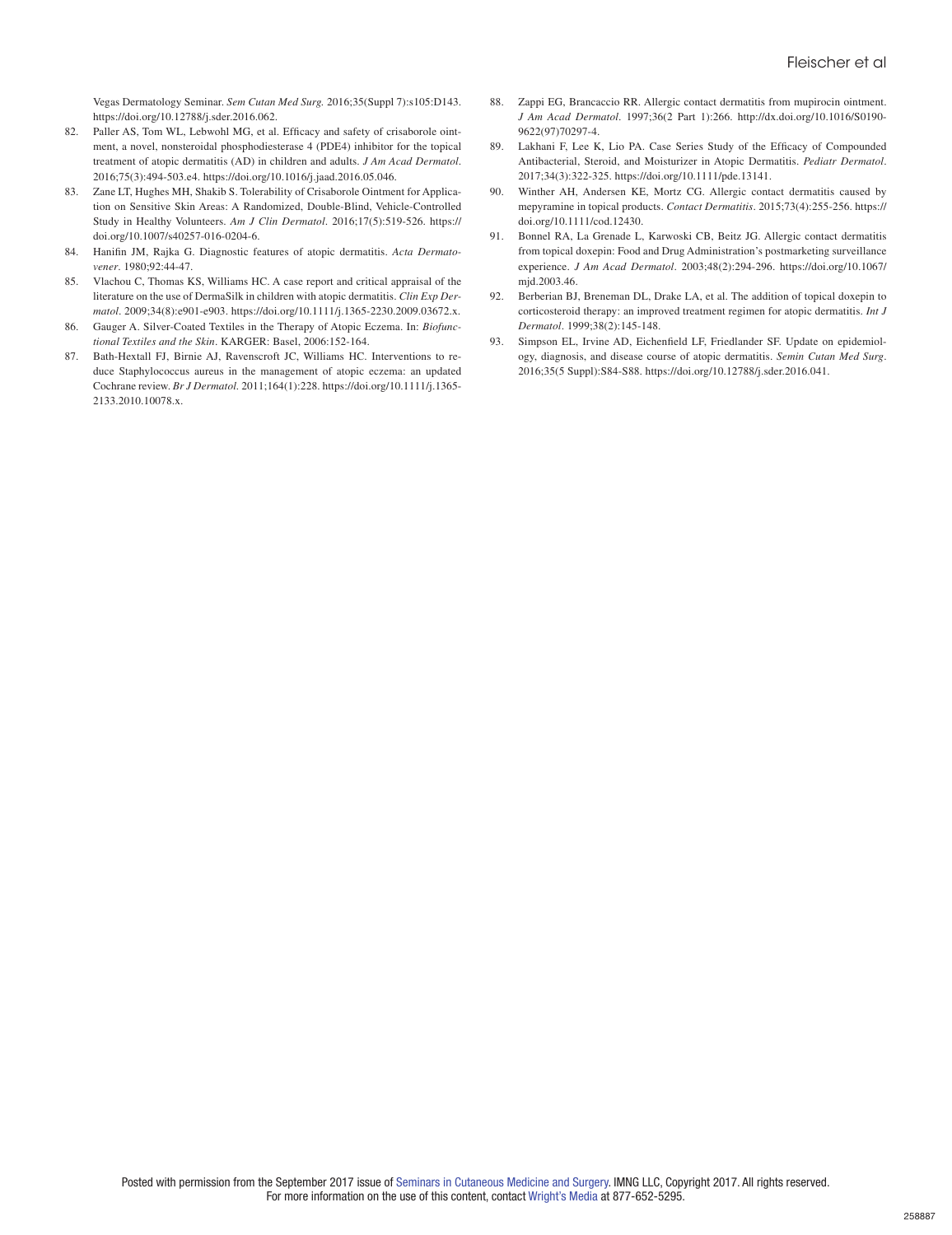Vegas Dermatology Seminar. *Sem Cutan Med Surg.* 2016;35(Suppl 7):s105:D143. https://doi.org/10.12788/j.sder.2016.062.

82. Paller AS, Tom WL, Lebwohl MG, et al. Efficacy and safety of crisaborole ointment, a novel, nonsteroidal phosphodiesterase 4 (PDE4) inhibitor for the topical treatment of atopic dermatitis (AD) in children and adults. *J Am Acad Dermatol*. 2016;75(3):494-503.e4. https://doi.org/10.1016/j.jaad.2016.05.046.
83. Zane LT, Hughes MH, Shakib S. Tolerability of Crisaborole Ointment for Application on Sensitive Skin Areas: A Randomized, Double-Blind, Vehicle-Controlled Study in Healthy Volunteers. *Am J Clin Dermatol*. 2016;17(5):519-526. https://doi.org/10.1007/s40257-016-0204-6.
84. Hanifin JM, Rajka G. Diagnostic features of atopic dermatitis. *Acta Dermatovener*. 1980;92:44-47.
85. Vlachou C, Thomas KS, Williams HC. A case report and critical appraisal of the literature on the use of DermaSilk in children with atopic dermatitis. *Clin Exp Dermatol*. 2009;34(8):e901-e903. https://doi.org/10.1111/j.1365-2230.2009.03672.x.
86. Gauger A. Silver-Coated Textiles in the Therapy of Atopic Eczema. In: *Biofunctional Textiles and the Skin*. KARGER: Basel, 2006:152-164.
87. Bath-Hextall FJ, Birnie AJ, Ravenscroft JC, Williams HC. Interventions to reduce Staphylococcus aureus in the management of atopic eczema: an updated Cochrane review. *Br J Dermatol.* 2011;164(1):228. https://doi.org/10.1111/j.1365-2133.2010.10078.x.
88. Zappi EG, Brancaccio RR. Allergic contact dermatitis from mupirocin ointment. *J Am Acad Dermatol*. 1997;36(2 Part 1):266. http://dx.doi.org/10.1016/S0190-9622(97)70297-4.
89. Lakhani F, Lee K, Lio PA. Case Series Study of the Efficacy of Compounded Antibacterial, Steroid, and Moisturizer in Atopic Dermatitis. *Pediatr Dermatol*. 2017;34(3):322-325. https://doi.org/10.1111/pde.13141.
90. Winther AH, Andersen KE, Mortz CG. Allergic contact dermatitis caused by mepyramine in topical products. *Contact Dermatitis*. 2015;73(4):255-256. https://doi.org/10.1111/cod.12430.
91. Bonnel RA, La Grenade L, Karwoski CB, Beitz JG. Allergic contact dermatitis from topical doxepin: Food and Drug Administration's postmarketing surveillance experience. *J Am Acad Dermatol*. 2003;48(2):294-296. https://doi.org/10.1067/mjd.2003.46.
92. Berberian BJ, Breneman DL, Drake LA, et al. The addition of topical doxepin to corticosteroid therapy: an improved treatment regimen for atopic dermatitis. *Int J Dermatol*. 1999;38(2):145-148.
93. Simpson EL, Irvine AD, Eichenfield LF, Friedlander SF. Update on epidemiology, diagnosis, and disease course of atopic dermatitis. *Semin Cutan Med Surg*. 2016;35(5 Suppl):S84-S88. https://doi.org/10.12788/j.sder.2016.041.

Posted with permission from the September 2017 issue of Seminars in Cutaneous Medicine and Surgery. IMNG LLC, Copyright 2017. All rights reserved.
For more information on the use of this content, contact Wright's Media at 877-652-5295.

258887